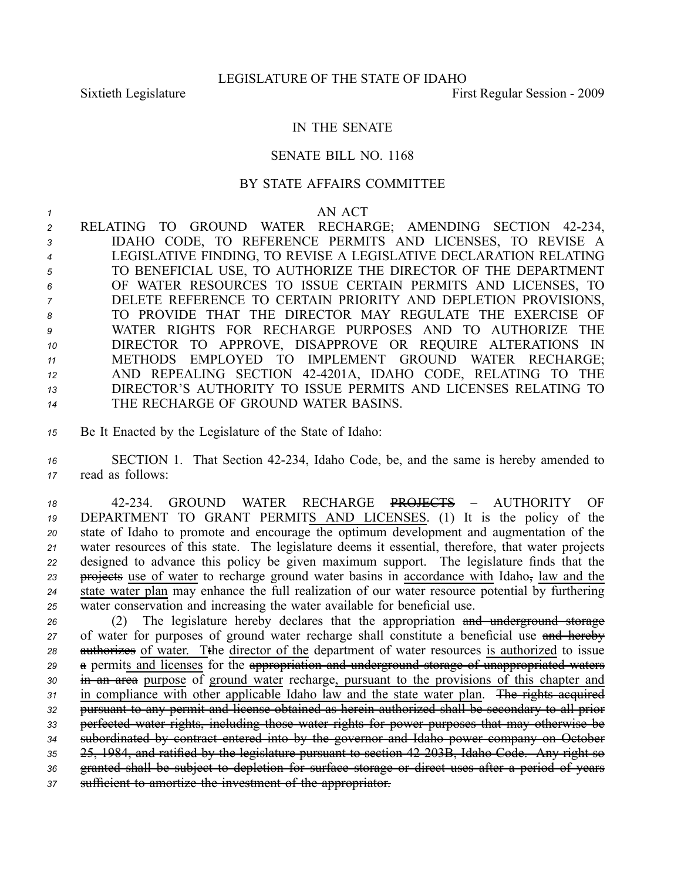LEGISLATURE OF THE STATE OF IDAHO

Sixtieth Legislature First Regular Session - 2009

IN THE SENATE

SENATE BILL NO. 1168

BY STATE AFFAIRS COMMITTEE

AN ACT

RELATING TO GROUND WATER RECHARGE; AMENDING SECTION 42-234, IDAHO CODE, TO REFERENCE PERMITS AND LICENSES, TO REVISE A LEGISLATIVE FINDING, TO REVISE A LEGISLATIVE DECLARATION RELATING TO BENEFICIAL USE, TO AUTHORIZE THE DIRECTOR OF THE DEPARTMENT OF WATER RESOURCES TO ISSUE CERTAIN PERMITS AND LICENSES, TO DELETE REFERENCE TO CERTAIN PRIORITY AND DEPLETION PROVISIONS, TO PROVIDE THAT THE DIRECTOR MAY REGULATE THE EXERCISE OF WATER RIGHTS FOR RECHARGE PURPOSES AND TO AUTHORIZE THE DIRECTOR TO APPROVE, DISAPPROVE OR REQUIRE ALTERATIONS IN METHODS EMPLOYED TO IMPLEMENT GROUND WATER RECHARGE; AND REPEALING SECTION 42-4201A, IDAHO CODE, RELATING TO THE DIRECTOR'S AUTHORITY TO ISSUE PERMITS AND LICENSES RELATING TO THE RECHARGE OF GROUND WATER BASINS.

Be It Enacted by the Legislature of the State of Idaho:

SECTION 1. That Section 42-234, Idaho Code, be, and the same is hereby amended to read as follows:

42-234. GROUND WATER RECHARGE ~~PROJECTS~~ – AUTHORITY OF DEPARTMENT TO GRANT PERMITS AND LICENSES. (1) It is the policy of the state of Idaho to promote and encourage the optimum development and augmentation of the water resources of this state. The legislature deems it essential, therefore, that water projects designed to advance this policy be given maximum support. The legislature finds that the ~~projects~~ use of water to recharge ground water basins in accordance with Idaho~~,~~ law and the state water plan may enhance the full realization of our water resource potential by furthering water conservation and increasing the water available for beneficial use.

(2) The legislature hereby declares that the appropriation ~~and underground storage~~ of water for purposes of ground water recharge shall constitute a beneficial use ~~and hereby authorizes~~ of water. T~~t~~he director of the department of water resources is authorized to issue ~~a~~ permits and licenses for the ~~appropriation and underground storage of unappropriated waters in an area~~ purpose of ground water recharge, pursuant to the provisions of this chapter and in compliance with other applicable Idaho law and the state water plan. ~~The rights acquired pursuant to any permit and license obtained as herein authorized shall be secondary to all prior perfected water rights, including those water rights for power purposes that may otherwise be subordinated by contract entered into by the governor and Idaho power company on October 25, 1984, and ratified by the legislature pursuant to section 42-203B, Idaho Code. Any right so granted shall be subject to depletion for surface storage or direct uses after a period of years sufficient to amortize the investment of the appropriator.~~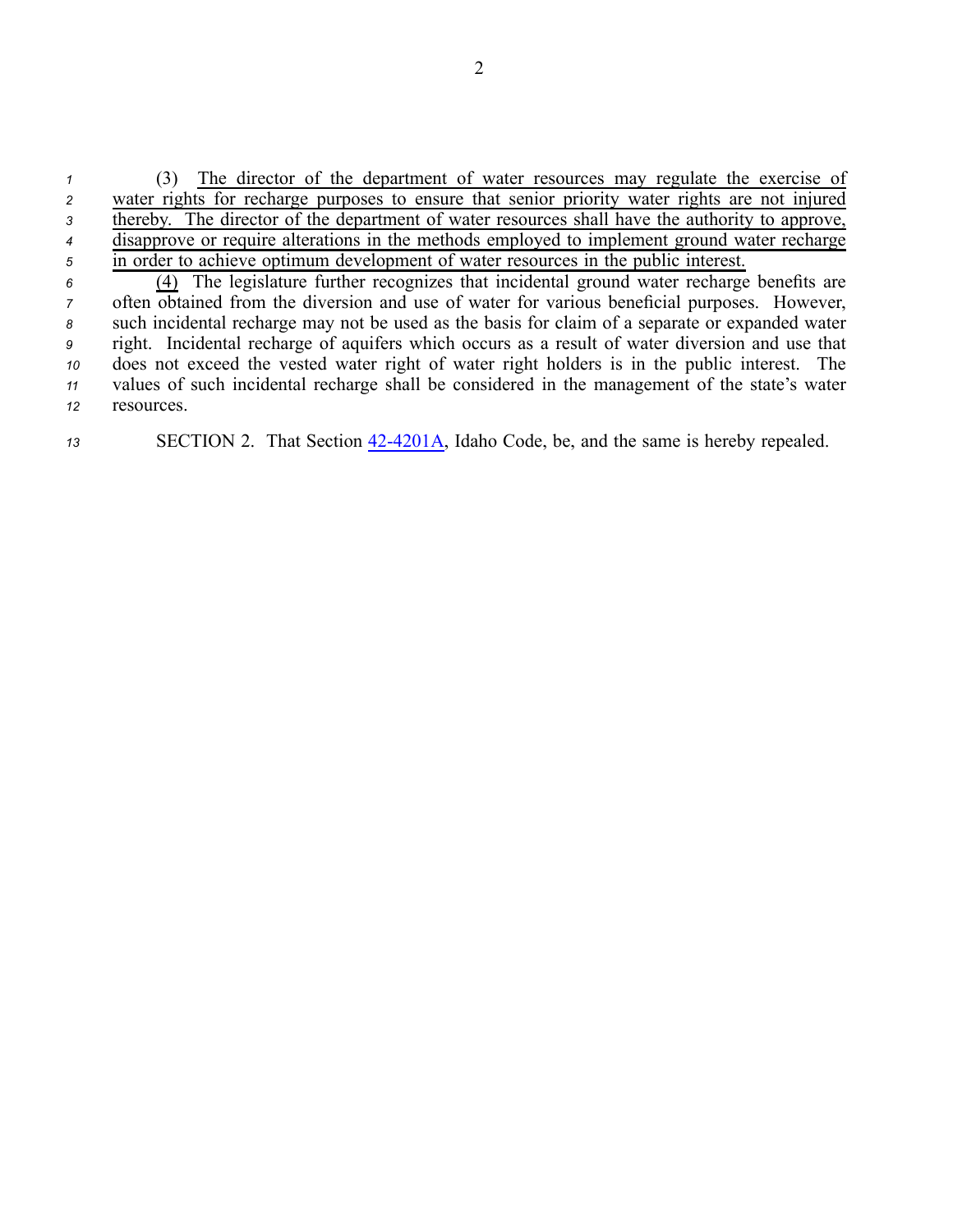(3) The director of the department of water resources may regulate the exercise of water rights for recharge purposes to ensure that senior priority water rights are not injured thereby. The director of the department of water resources shall have the authority to approve, disapprove or require alterations in the methods employed to implement ground water recharge in order to achieve optimum development of water resources in the public interest.

(4) The legislature further recognizes that incidental ground water recharge benefits are often obtained from the diversion and use of water for various beneficial purposes. However, such incidental recharge may not be used as the basis for claim of a separate or expanded water right. Incidental recharge of aquifers which occurs as a result of water diversion and use that does not exceed the vested water right of water right holders is in the public interest. The values of such incidental recharge shall be considered in the management of the state's water resources.

SECTION 2. That Section 42-4201A, Idaho Code, be, and the same is hereby repealed.